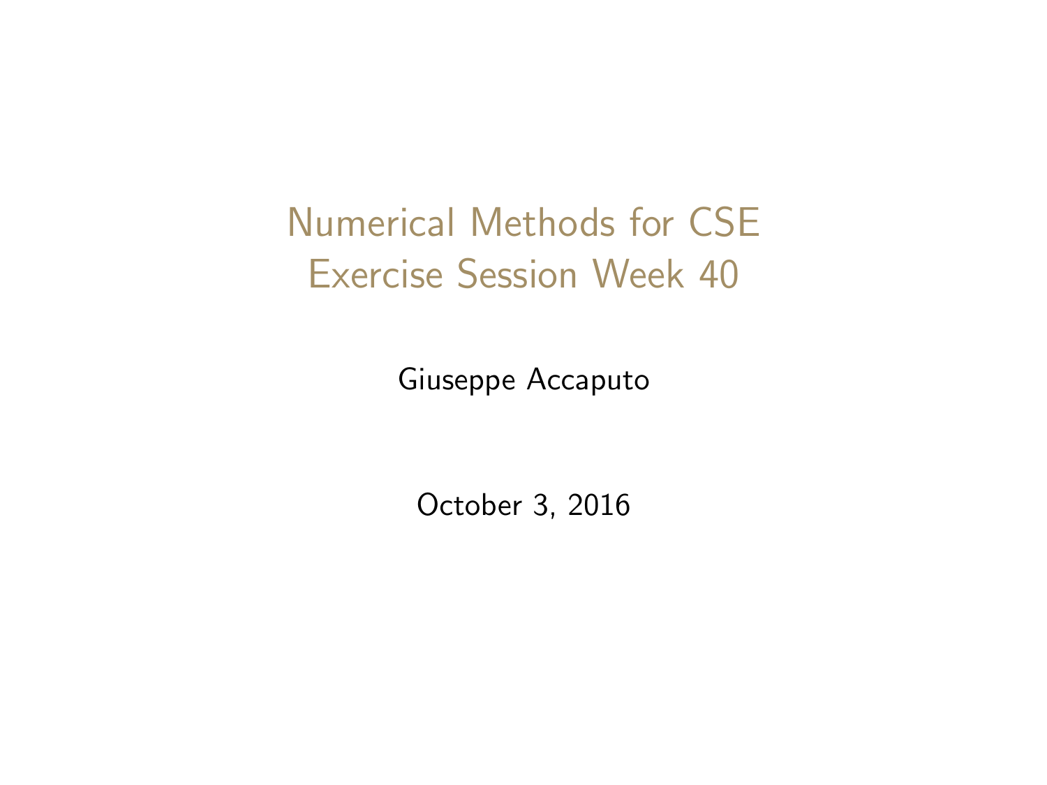# Numerical Methods for CSE
# Exercise Session Week 40

Giuseppe Accaputo

October 3, 2016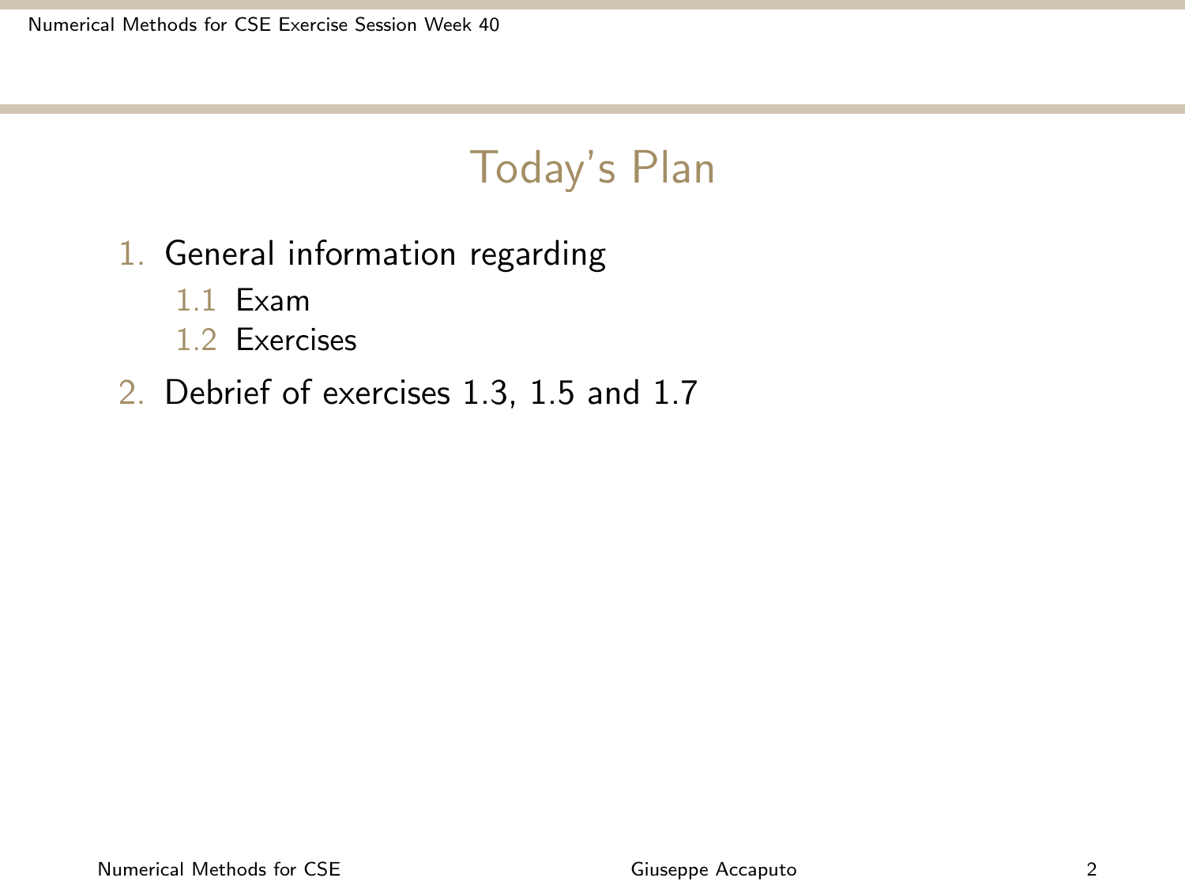# Today's Plan

1. General information regarding
   1.1 Exam
   1.2 Exercises
2. Debrief of exercises 1.3, 1.5 and 1.7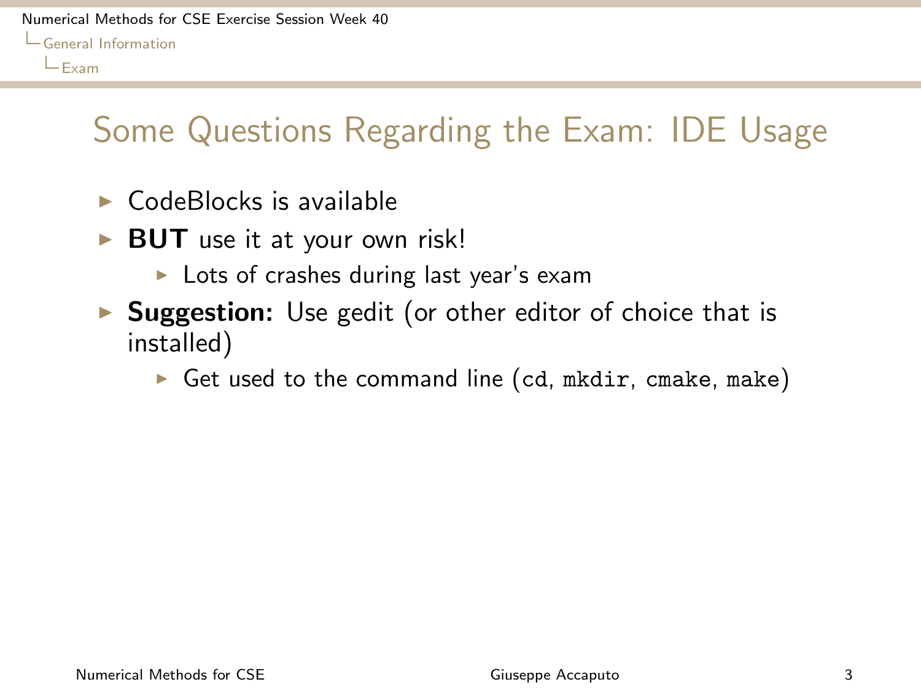# Some Questions Regarding the Exam: IDE Usage

- CodeBlocks is available
- **BUT** use it at your own risk!
  - Lots of crashes during last year's exam
- **Suggestion:** Use gedit (or other editor of choice that is installed)
  - Get used to the command line (`cd`, `mkdir`, `cmake`, `make`)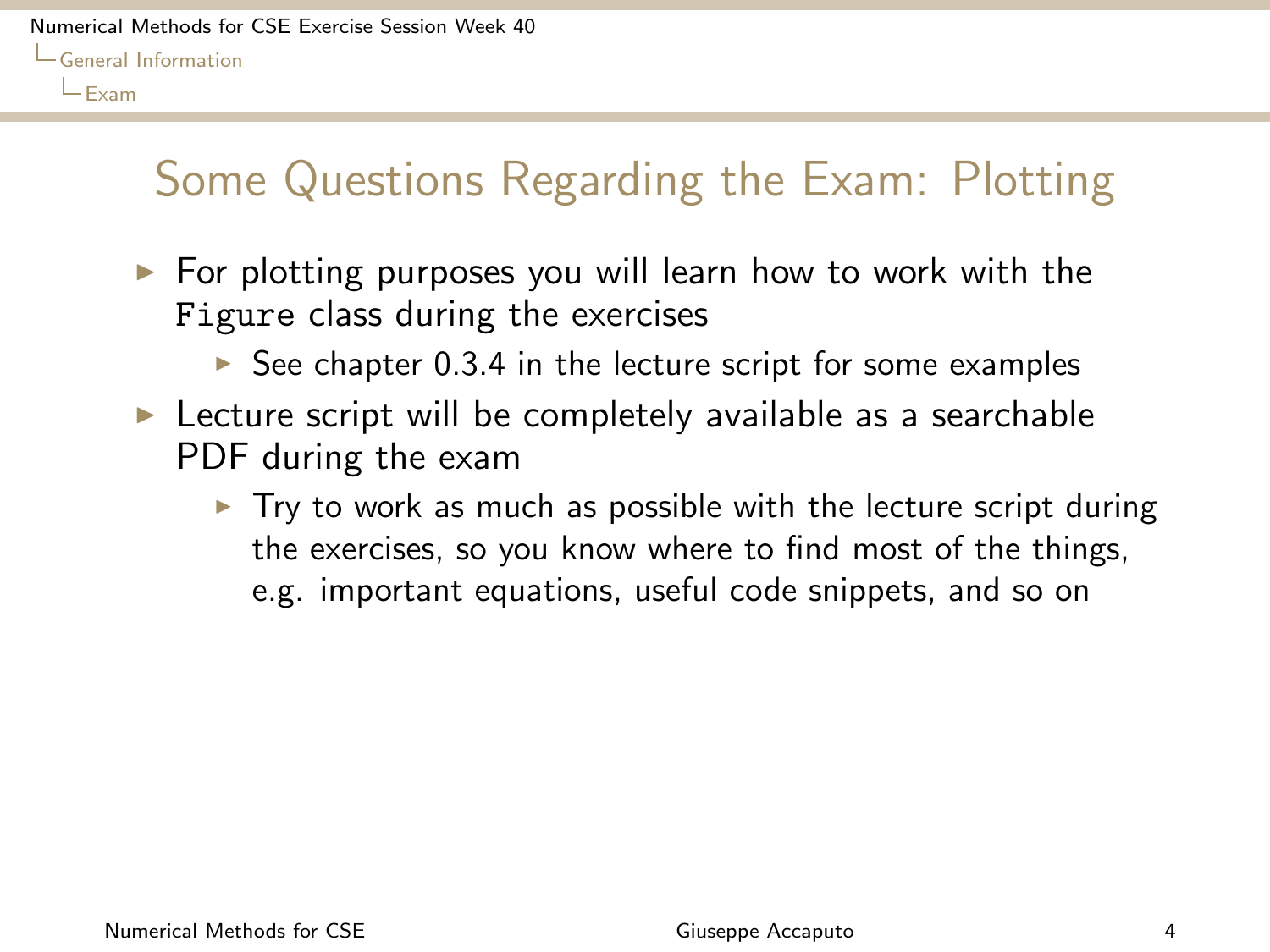# Some Questions Regarding the Exam: Plotting

- For plotting purposes you will learn how to work with the `Figure` class during the exercises
  - See chapter 0.3.4 in the lecture script for some examples
- Lecture script will be completely available as a searchable PDF during the exam
  - Try to work as much as possible with the lecture script during the exercises, so you know where to find most of the things, e.g. important equations, useful code snippets, and so on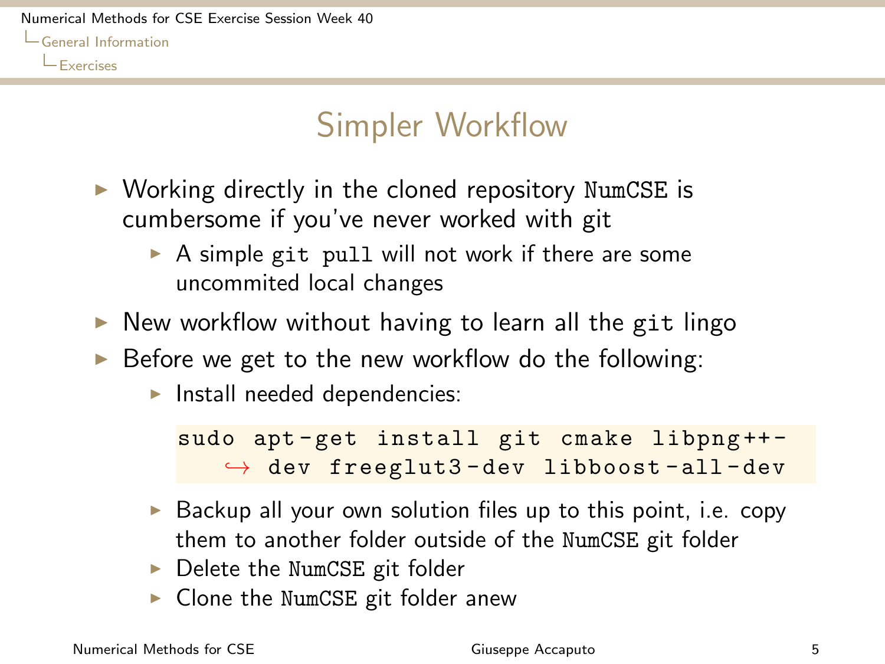# Simpler Workflow

- Working directly in the cloned repository `NumCSE` is cumbersome if you've never worked with git
  - A simple `git pull` will not work if there are some uncommited local changes
- New workflow without having to learn all the `git` lingo
- Before we get to the new workflow do the following:
  - Install needed dependencies:

    ```
    sudo apt-get install git cmake libpng++-dev freeglut3-dev libboost-all-dev
    ```

  - Backup all your own solution files up to this point, i.e. copy them to another folder outside of the `NumCSE` git folder
  - Delete the `NumCSE` git folder
  - Clone the `NumCSE` git folder anew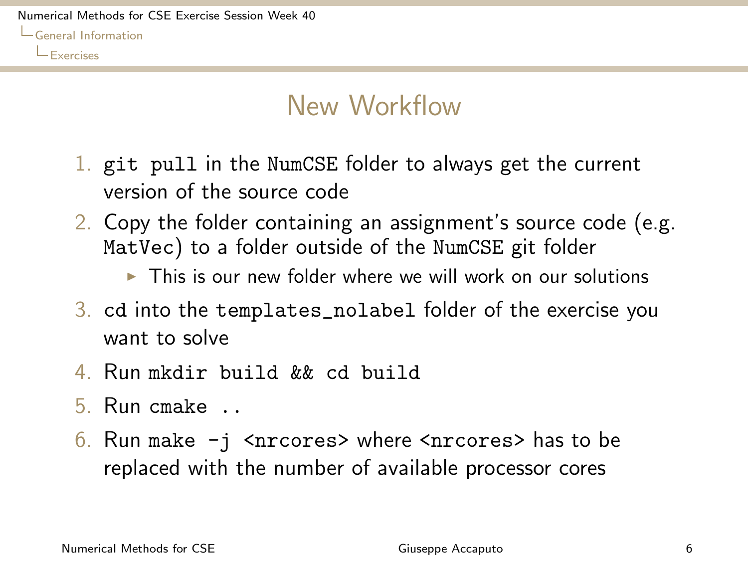# New Workflow

1. `git pull` in the `NumCSE` folder to always get the current version of the source code
2. Copy the folder containing an assignment's source code (e.g. `MatVec`) to a folder outside of the `NumCSE` git folder
   - This is our new folder where we will work on our solutions
3. `cd` into the `templates_nolabel` folder of the exercise you want to solve
4. Run `mkdir build && cd build`
5. Run `cmake ..`
6. Run `make -j <nrcores>` where `<nrcores>` has to be replaced with the number of available processor cores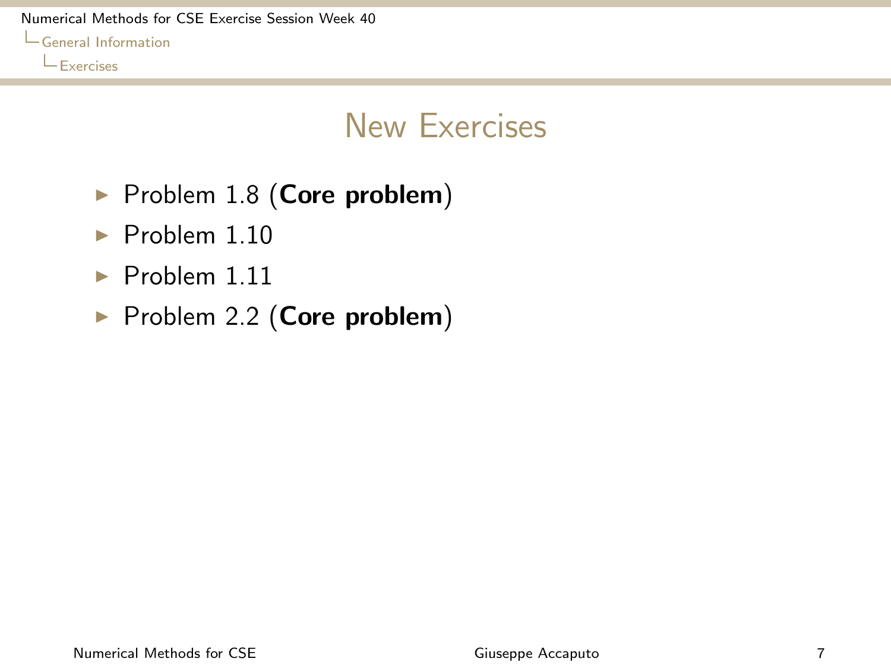# New Exercises

- Problem 1.8 (**Core problem**)
- Problem 1.10
- Problem 1.11
- Problem 2.2 (**Core problem**)